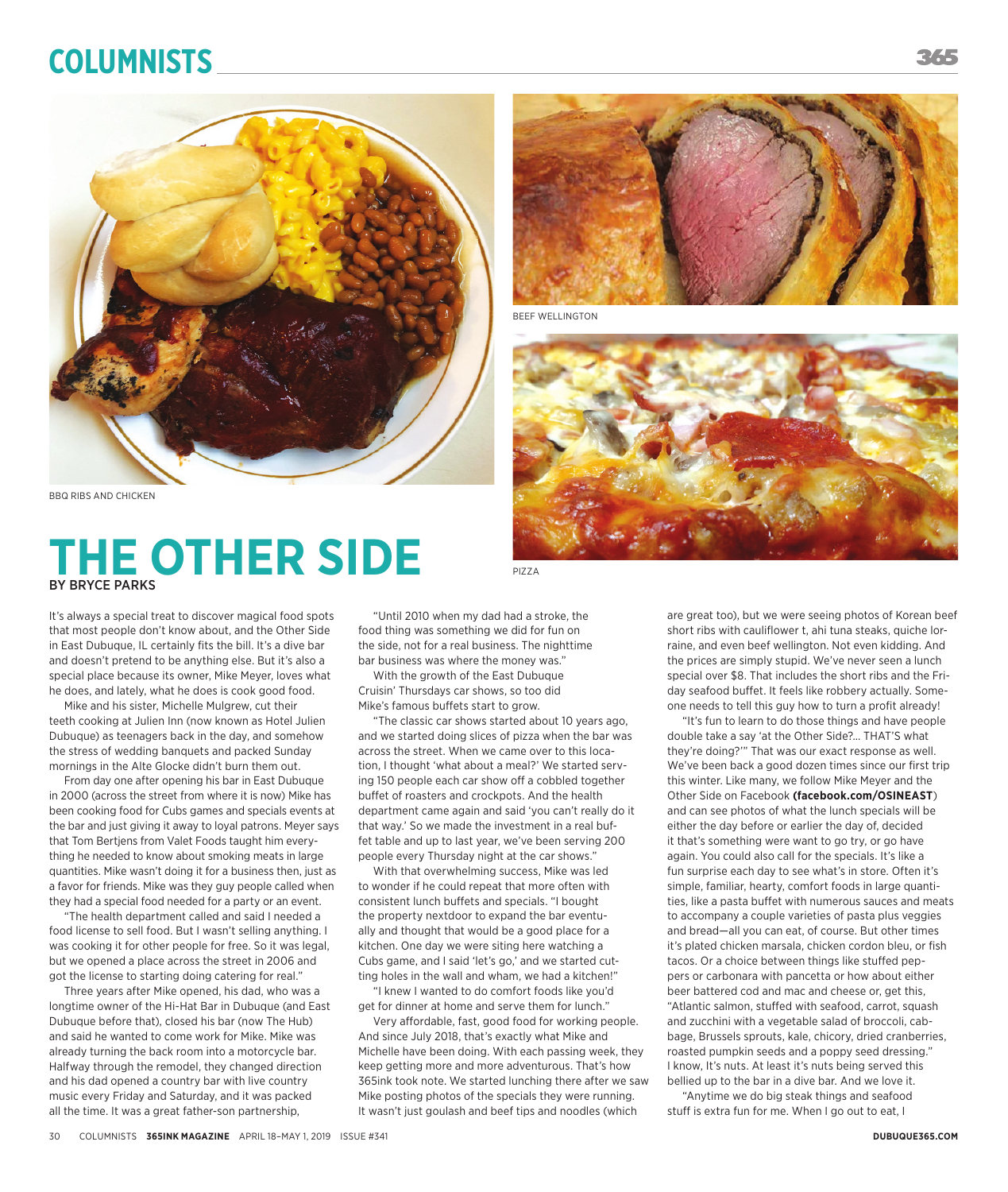BBQ RIBS AND CHICKEN

BEEF WELLINGTON

PIZZA

# THE OTHER SIDE

**BY BRYCE PARKS**

It's always a special treat to discover magical food spots that most people don't know about, and the Other Side in East Dubuque, IL certainly fits the bill. It's a dive bar and doesn't pretend to be anything else. But it's also a special place because its owner, Mike Meyer, loves what he does, and lately, what he does is cook good food.

Mike and his sister, Michelle Mulgrew, cut their teeth cooking at Julien Inn (now known as Hotel Julien Dubuque) as teenagers back in the day, and somehow the stress of wedding banquets and packed Sunday mornings in the Alte Glocke didn't burn them out.

From day one after opening his bar in East Dubuque in 2000 (across the street from where it is now) Mike has been cooking food for Cubs games and specials events at the bar and just giving it away to loyal patrons. Meyer says that Tom Bertjens from Valet Foods taught him everything he needed to know about smoking meats in large quantities. Mike wasn't doing it for a business then, just as a favor for friends. Mike was they guy people called when they had a special food needed for a party or an event.

"The health department called and said I needed a food license to sell food. But I wasn't selling anything. I was cooking it for other people for free. So it was legal, but we opened a place across the street in 2006 and got the license to starting doing catering for real."

Three years after Mike opened, his dad, who was a longtime owner of the Hi-Hat Bar in Dubuque (and East Dubuque before that), closed his bar (now The Hub) and said he wanted to come work for Mike. Mike was already turning the back room into a motorcycle bar. Halfway through the remodel, they changed direction and his dad opened a country bar with live country music every Friday and Saturday, and it was packed all the time. It was a great father-son partnership,

"Until 2010 when my dad had a stroke, the food thing was something we did for fun on the side, not for a real business. The nighttime bar business was where the money was."

With the growth of the East Dubuque Cruisin' Thursdays car shows, so too did Mike's famous buffets start to grow.

"The classic car shows started about 10 years ago, and we started doing slices of pizza when the bar was across the street. When we came over to this location, I thought 'what about a meal?' We started serving 150 people each car show off a cobbled together buffet of roasters and crockpots. And the health department came again and said 'you can't really do it that way.' So we made the investment in a real buffet table and up to last year, we've been serving 200 people every Thursday night at the car shows."

With that overwhelming success, Mike was led to wonder if he could repeat that more often with consistent lunch buffets and specials. "I bought the property nextdoor to expand the bar eventually and thought that would be a good place for a kitchen. One day we were siting here watching a Cubs game, and I said 'let's go,' and we started cutting holes in the wall and wham, we had a kitchen!"

"I knew I wanted to do comfort foods like you'd get for dinner at home and serve them for lunch."

Very affordable, fast, good food for working people. And since July 2018, that's exactly what Mike and Michelle have been doing. With each passing week, they keep getting more and more adventurous. That's how 365ink took note. We started lunching there after we saw Mike posting photos of the specials they were running. It wasn't just goulash and beef tips and noodles (which are great too), but we were seeing photos of Korean beef short ribs with cauliflower t, ahi tuna steaks, quiche lorraine, and even beef wellington. Not even kidding. And the prices are simply stupid. We've never seen a lunch special over $8. That includes the short ribs and the Friday seafood buffet. It feels like robbery actually. Someone needs to tell this guy how to turn a profit already!

"It's fun to learn to do those things and have people double take a say 'at the Other Side?… THAT'S what they're doing?'" That was our exact response as well. We've been back a good dozen times since our first trip this winter. Like many, we follow Mike Meyer and the Other Side on Facebook **(facebook.com/OSINEAST)** and can see photos of what the lunch specials will be either the day before or earlier the day of, decided it that's something were want to go try, or go have again. You could also call for the specials. It's like a fun surprise each day to see what's in store. Often it's simple, familiar, hearty, comfort foods in large quantities, like a pasta buffet with numerous sauces and meats to accompany a couple varieties of pasta plus veggies and bread—all you can eat, of course. But other times it's plated chicken marsala, chicken cordon bleu, or fish tacos. Or a choice between things like stuffed peppers or carbonara with pancetta or how about either beer battered cod and mac and cheese or, get this, "Atlantic salmon, stuffed with seafood, carrot, squash and zucchini with a vegetable salad of broccoli, cabbage, Brussels sprouts, kale, chicory, dried cranberries, roasted pumpkin seeds and a poppy seed dressing." I know, It's nuts. At least it's nuts being served this bellied up to the bar in a dive bar. And we love it.

"Anytime we do big steak things and seafood stuff is extra fun for me. When I go out to eat, I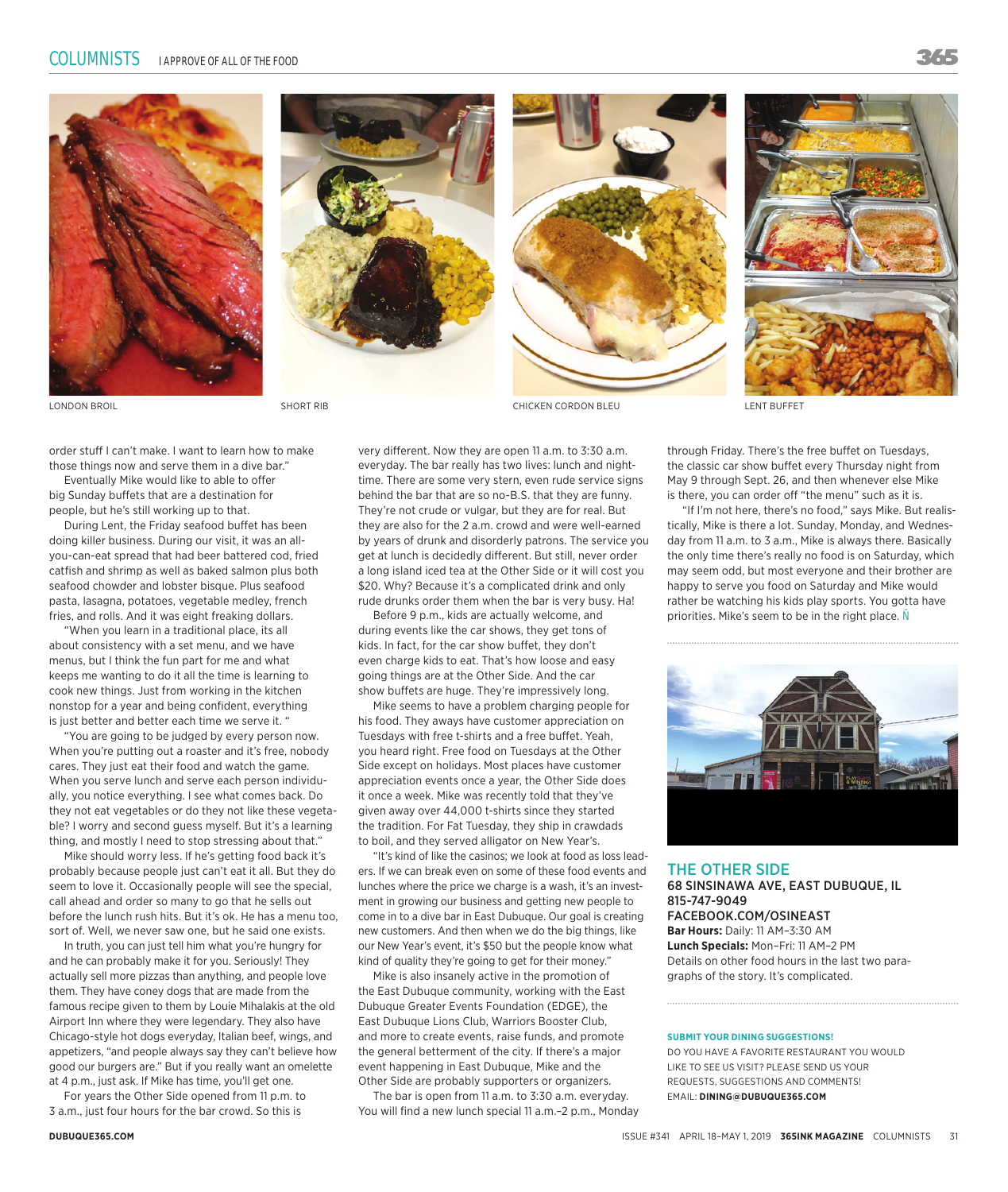LONDON BROIL

SHORT RIB

CHICKEN CORDON BLEU

LENT BUFFET

order stuff I can't make. I want to learn how to make those things now and serve them in a dive bar."

Eventually Mike would like to able to offer big Sunday buffets that are a destination for people, but he's still working up to that.

During Lent, the Friday seafood buffet has been doing killer business. During our visit, it was an all-you-can-eat spread that had beer battered cod, fried catfish and shrimp as well as baked salmon plus both seafood chowder and lobster bisque. Plus seafood pasta, lasagna, potatoes, vegetable medley, french fries, and rolls. And it was eight freaking dollars.

"When you learn in a traditional place, its all about consistency with a set menu, and we have menus, but I think the fun part for me and what keeps me wanting to do it all the time is learning to cook new things. Just from working in the kitchen nonstop for a year and being confident, everything is just better and better each time we serve it. "

"You are going to be judged by every person now. When you're putting out a roaster and it's free, nobody cares. They just eat their food and watch the game. When you serve lunch and serve each person individually, you notice everything. I see what comes back. Do they not eat vegetables or do they not like these vegetable? I worry and second guess myself. But it's a learning thing, and mostly I need to stop stressing about that."

Mike should worry less. If he's getting food back it's probably because people just can't eat it all. But they do seem to love it. Occasionally people will see the special, call ahead and order so many to go that he sells out before the lunch rush hits. But it's ok. He has a menu too, sort of. Well, we never saw one, but he said one exists.

In truth, you can just tell him what you're hungry for and he can probably make it for you. Seriously! They actually sell more pizzas than anything, and people love them. They have coney dogs that are made from the famous recipe given to them by Louie Mihalakis at the old Airport Inn where they were legendary. They also have Chicago-style hot dogs everyday, Italian beef, wings, and appetizers, "and people always say they can't believe how good our burgers are." But if you really want an omelette at 4 p.m., just ask. If Mike has time, you'll get one.

For years the Other Side opened from 11 p.m. to 3 a.m., just four hours for the bar crowd. So this is very different. Now they are open 11 a.m. to 3:30 a.m. everyday. The bar really has two lives: lunch and nighttime. There are some very stern, even rude service signs behind the bar that are so no-B.S. that they are funny. They're not crude or vulgar, but they are for real. But they are also for the 2 a.m. crowd and were well-earned by years of drunk and disorderly patrons. The service you get at lunch is decidedly different. But still, never order a long island iced tea at the Other Side or it will cost you $20. Why? Because it's a complicated drink and only rude drunks order them when the bar is very busy. Ha!

Before 9 p.m., kids are actually welcome, and during events like the car shows, they get tons of kids. In fact, for the car show buffet, they don't even charge kids to eat. That's how loose and easy going things are at the Other Side. And the car show buffets are huge. They're impressively long.

Mike seems to have a problem charging people for his food. They aways have customer appreciation on Tuesdays with free t-shirts and a free buffet. Yeah, you heard right. Free food on Tuesdays at the Other Side except on holidays. Most places have customer appreciation events once a year, the Other Side does it once a week. Mike was recently told that they've given away over 44,000 t-shirts since they started the tradition. For Fat Tuesday, they ship in crawdads to boil, and they served alligator on New Year's.

"It's kind of like the casinos; we look at food as loss leaders. If we can break even on some of these food events and lunches where the price we charge is a wash, it's an investment in growing our business and getting new people to come in to a dive bar in East Dubuque. Our goal is creating new customers. And then when we do the big things, like our New Year's event, it's $50 but the people know what kind of quality they're going to get for their money."

Mike is also insanely active in the promotion of the East Dubuque community, working with the East Dubuque Greater Events Foundation (EDGE), the East Dubuque Lions Club, Warriors Booster Club, and more to create events, raise funds, and promote the general betterment of the city. If there's a major event happening in East Dubuque, Mike and the Other Side are probably supporters or organizers.

The bar is open from 11 a.m. to 3:30 a.m. everyday. You will find a new lunch special 11 a.m.–2 p.m., Monday through Friday. There's the free buffet on Tuesdays, the classic car show buffet every Thursday night from May 9 through Sept. 26, and then whenever else Mike is there, you can order off "the menu" such as it is.

"If I'm not here, there's no food," says Mike. But realistically, Mike is there a lot. Sunday, Monday, and Wednesday from 11 a.m. to 3 a.m., Mike is always there. Basically the only time there's really no food is on Saturday, which may seem odd, but most everyone and their brother are happy to serve you food on Saturday and Mike would rather be watching his kids play sports. You gotta have priorities. Mike's seem to be in the right place.

## THE OTHER SIDE

**68 SINSINAWA AVE, EAST DUBUQUE, IL**
**815-747-9049**
**FACEBOOK.COM/OSINEAST**
**Bar Hours:** Daily: 11 AM–3:30 AM
**Lunch Specials:** Mon–Fri: 11 AM–2 PM
Details on other food hours in the last two paragraphs of the story. It's complicated.

**SUBMIT YOUR DINING SUGGESTIONS!**

DO YOU HAVE A FAVORITE RESTAURANT YOU WOULD LIKE TO SEE US VISIT? PLEASE SEND US YOUR REQUESTS, SUGGESTIONS AND COMMENTS!
EMAIL: **DINING@DUBUQUE365.COM**